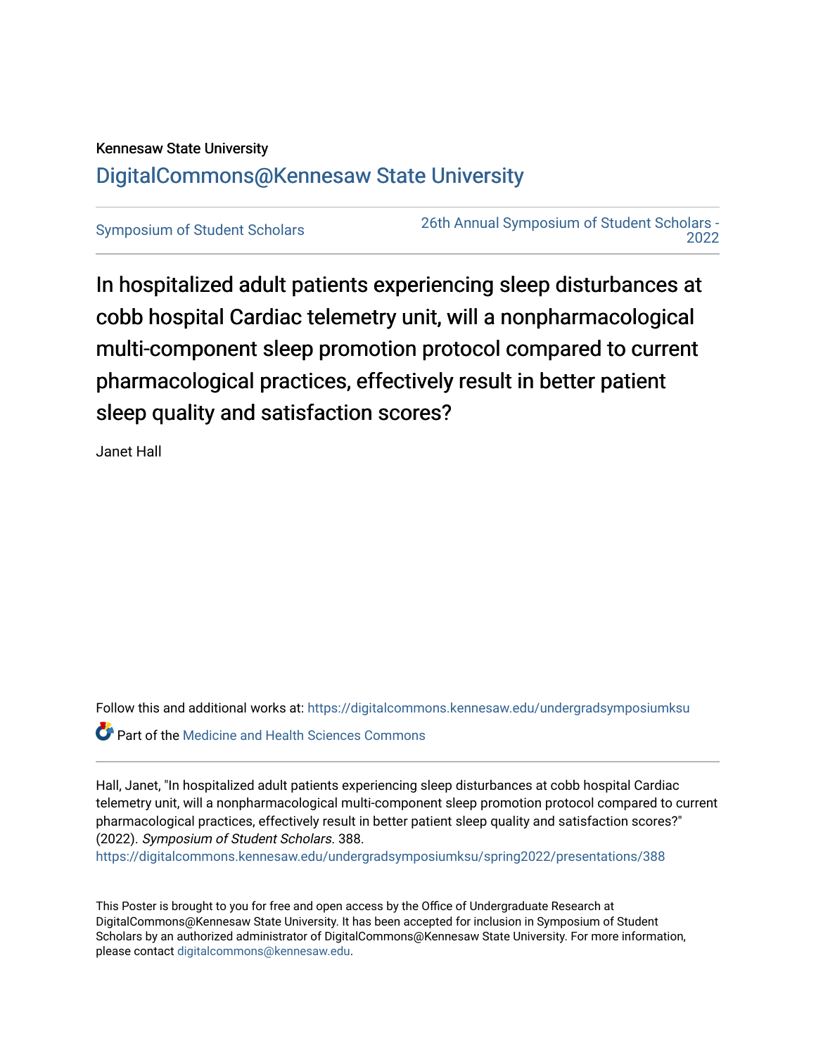Kennesaw State University

DigitalCommons@Kennesaw State University

Symposium of Student Scholars

26th Annual Symposium of Student Scholars - 2022

# In hospitalized adult patients experiencing sleep disturbances at cobb hospital Cardiac telemetry unit, will a nonpharmacological multi-component sleep promotion protocol compared to current pharmacological practices, effectively result in better patient sleep quality and satisfaction scores?

Janet Hall

Follow this and additional works at: https://digitalcommons.kennesaw.edu/undergradsymposiumksu

Part of the Medicine and Health Sciences Commons

Hall, Janet, "In hospitalized adult patients experiencing sleep disturbances at cobb hospital Cardiac telemetry unit, will a nonpharmacological multi-component sleep promotion protocol compared to current pharmacological practices, effectively result in better patient sleep quality and satisfaction scores?" (2022). *Symposium of Student Scholars*. 388.
https://digitalcommons.kennesaw.edu/undergradsymposiumksu/spring2022/presentations/388

This Poster is brought to you for free and open access by the Office of Undergraduate Research at DigitalCommons@Kennesaw State University. It has been accepted for inclusion in Symposium of Student Scholars by an authorized administrator of DigitalCommons@Kennesaw State University. For more information, please contact digitalcommons@kennesaw.edu.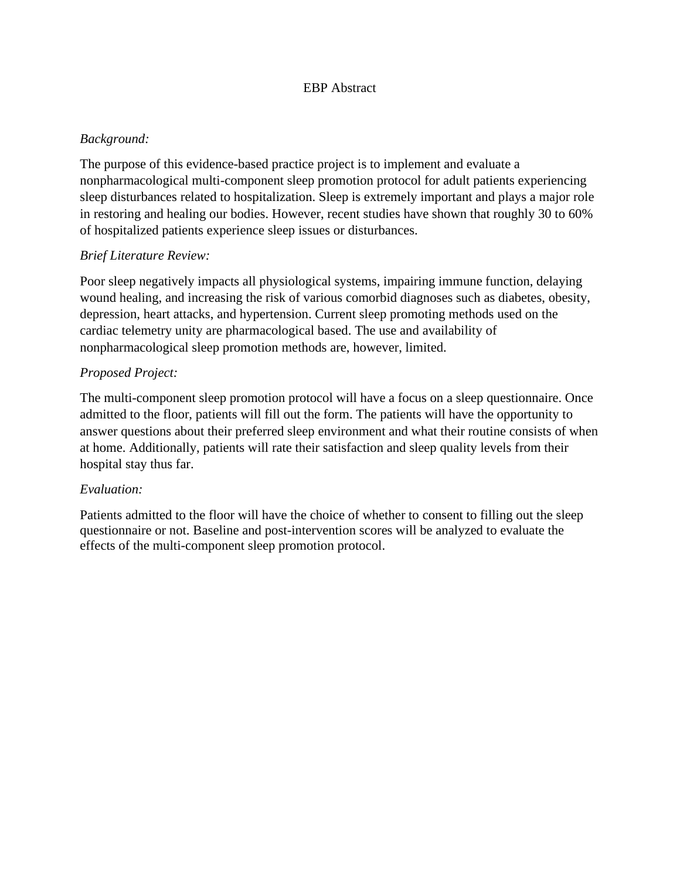# EBP Abstract

*Background:*

The purpose of this evidence-based practice project is to implement and evaluate a nonpharmacological multi-component sleep promotion protocol for adult patients experiencing sleep disturbances related to hospitalization. Sleep is extremely important and plays a major role in restoring and healing our bodies. However, recent studies have shown that roughly 30 to 60% of hospitalized patients experience sleep issues or disturbances.

*Brief Literature Review:*

Poor sleep negatively impacts all physiological systems, impairing immune function, delaying wound healing, and increasing the risk of various comorbid diagnoses such as diabetes, obesity, depression, heart attacks, and hypertension. Current sleep promoting methods used on the cardiac telemetry unity are pharmacological based. The use and availability of nonpharmacological sleep promotion methods are, however, limited.

*Proposed Project:*

The multi-component sleep promotion protocol will have a focus on a sleep questionnaire. Once admitted to the floor, patients will fill out the form. The patients will have the opportunity to answer questions about their preferred sleep environment and what their routine consists of when at home. Additionally, patients will rate their satisfaction and sleep quality levels from their hospital stay thus far.

*Evaluation:*

Patients admitted to the floor will have the choice of whether to consent to filling out the sleep questionnaire or not. Baseline and post-intervention scores will be analyzed to evaluate the effects of the multi-component sleep promotion protocol.